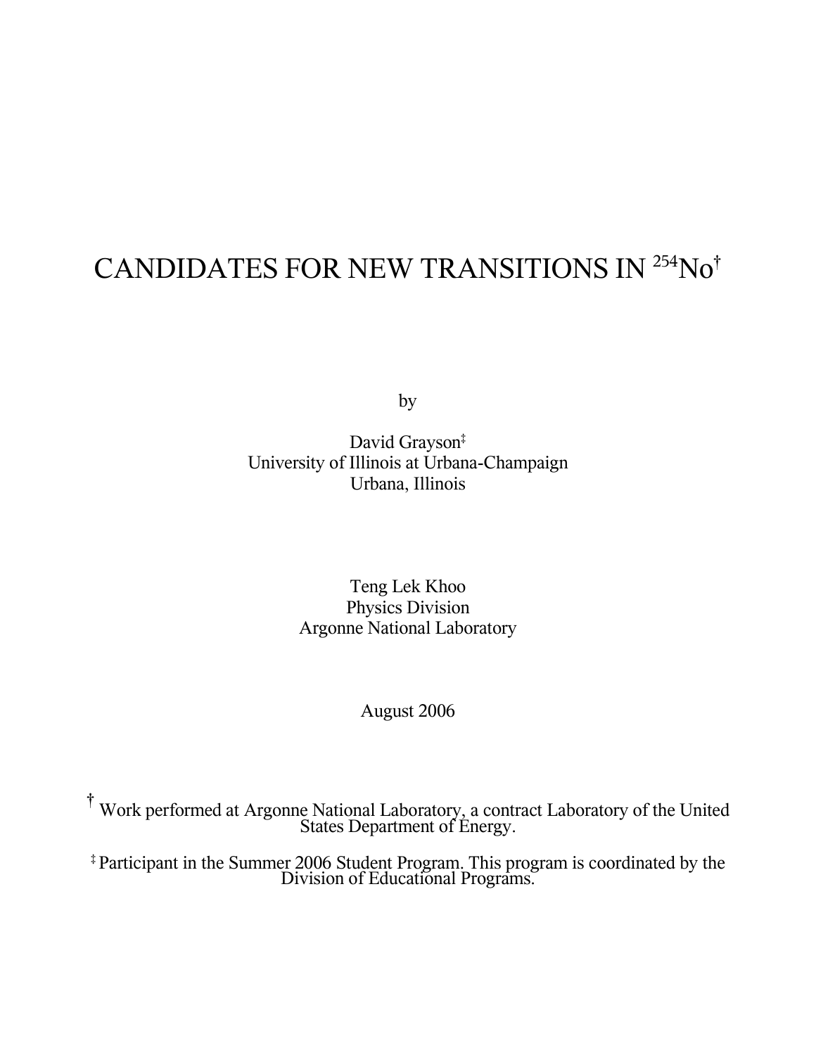# CANDIDATES FOR NEW TRANSITIONS IN $^{254}$No[†]

by

David Grayson[‡]
University of Illinois at Urbana-Champaign
Urbana, Illinois

Teng Lek Khoo
Physics Division
Argonne National Laboratory

August 2006

[†] Work performed at Argonne National Laboratory, a contract Laboratory of the United States Department of Energy.

[‡] Participant in the Summer 2006 Student Program. This program is coordinated by the Division of Educational Programs.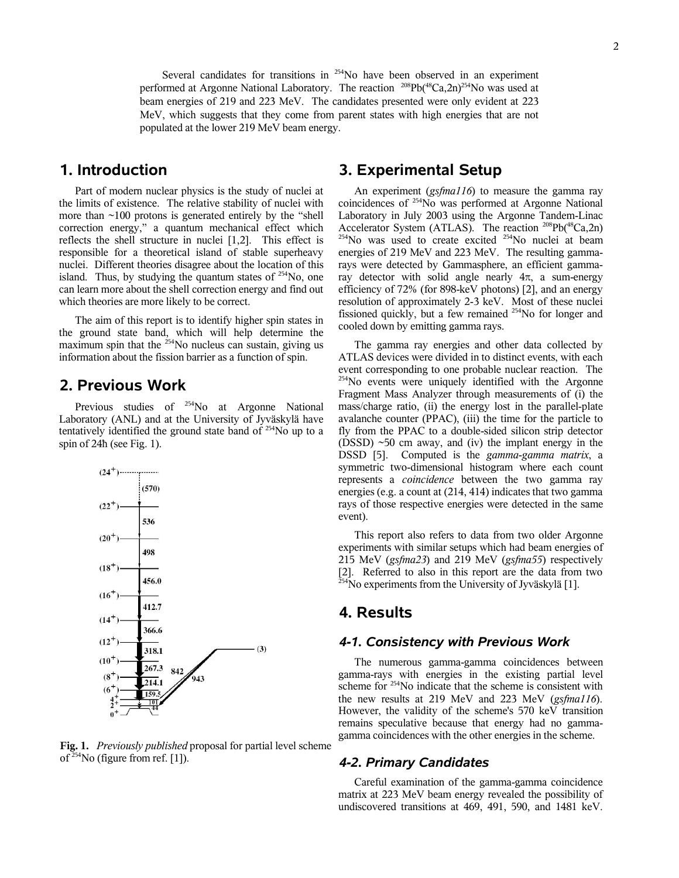Several candidates for transitions in $^{254}$No have been observed in an experiment performed at Argonne National Laboratory. The reaction $^{208}$Pb($^{48}$Ca,2n)$^{254}$No was used at beam energies of 219 and 223 MeV. The candidates presented were only evident at 223 MeV, which suggests that they come from parent states with high energies that are not populated at the lower 219 MeV beam energy.

## 1. Introduction

Part of modern nuclear physics is the study of nuclei at the limits of existence. The relative stability of nuclei with more than ~100 protons is generated entirely by the "shell correction energy," a quantum mechanical effect which reflects the shell structure in nuclei [1,2]. This effect is responsible for a theoretical island of stable superheavy nuclei. Different theories disagree about the location of this island. Thus, by studying the quantum states of $^{254}$No, one can learn more about the shell correction energy and find out which theories are more likely to be correct.

The aim of this report is to identify higher spin states in the ground state band, which will help determine the maximum spin that the $^{254}$No nucleus can sustain, giving us information about the fission barrier as a function of spin.

## 2. Previous Work

Previous studies of $^{254}$No at Argonne National Laboratory (ANL) and at the University of Jyväskylä have tentatively identified the ground state band of $^{254}$No up to a spin of 24ħ (see Fig. 1).

**Fig. 1.** *Previously published* proposal for partial level scheme of $^{254}$No (figure from ref. [1]).

## 3. Experimental Setup

An experiment (*gsfma116*) to measure the gamma ray coincidences of $^{254}$No was performed at Argonne National Laboratory in July 2003 using the Argonne Tandem-Linac Accelerator System (ATLAS). The reaction $^{208}$Pb($^{48}$Ca,2n) $^{254}$No was used to create excited $^{254}$No nuclei at beam energies of 219 MeV and 223 MeV. The resulting gamma-rays were detected by Gammasphere, an efficient gamma-ray detector with solid angle nearly 4π, a sum-energy efficiency of 72% (for 898-keV photons) [2], and an energy resolution of approximately 2-3 keV. Most of these nuclei fissioned quickly, but a few remained $^{254}$No for longer and cooled down by emitting gamma rays.

The gamma ray energies and other data collected by ATLAS devices were divided in to distinct events, with each event corresponding to one probable nuclear reaction. The $^{254}$No events were uniquely identified with the Argonne Fragment Mass Analyzer through measurements of (i) the mass/charge ratio, (ii) the energy lost in the parallel-plate avalanche counter (PPAC), (iii) the time for the particle to fly from the PPAC to a double-sided silicon strip detector (DSSD) ~50 cm away, and (iv) the implant energy in the DSSD [5]. Computed is the *gamma-gamma matrix*, a symmetric two-dimensional histogram where each count represents a *coincidence* between the two gamma ray energies (e.g. a count at (214, 414) indicates that two gamma rays of those respective energies were detected in the same event).

This report also refers to data from two older Argonne experiments with similar setups which had beam energies of 215 MeV (*gsfma23*) and 219 MeV (*gsfma55*) respectively [2]. Referred to also in this report are the data from two $^{254}$No experiments from the University of Jyväskylä [1].

## 4. Results

### 4-1. Consistency with Previous Work

The numerous gamma-gamma coincidences between gamma-rays with energies in the existing partial level scheme for $^{254}$No indicate that the scheme is consistent with the new results at 219 MeV and 223 MeV (*gsfma116*). However, the validity of the scheme's 570 keV transition remains speculative because that energy had no gamma-gamma coincidences with the other energies in the scheme.

### 4-2. Primary Candidates

Careful examination of the gamma-gamma coincidence matrix at 223 MeV beam energy revealed the possibility of undiscovered transitions at 469, 491, 590, and 1481 keV.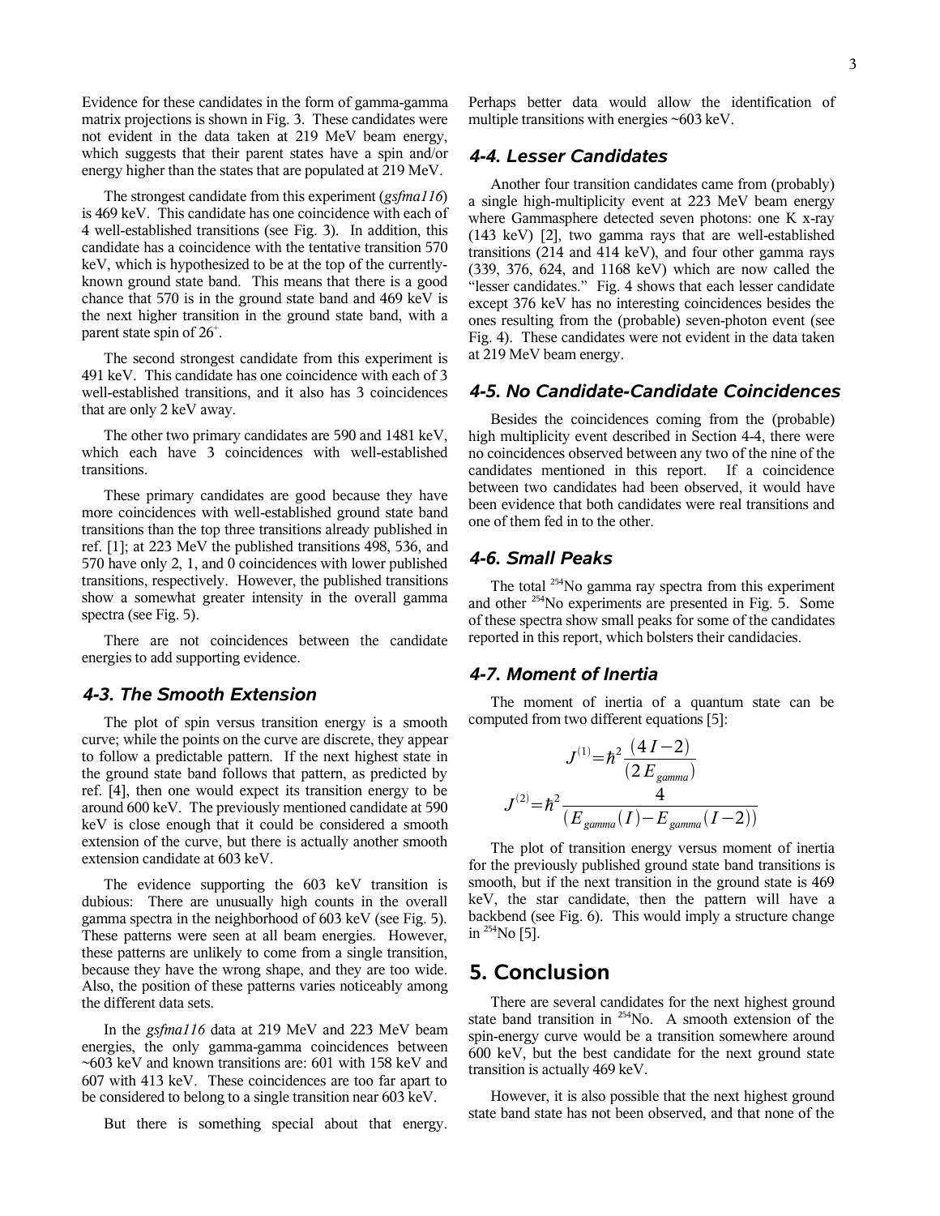Evidence for these candidates in the form of gamma-gamma matrix projections is shown in Fig. 3. These candidates were not evident in the data taken at 219 MeV beam energy, which suggests that their parent states have a spin and/or energy higher than the states that are populated at 219 MeV.

The strongest candidate from this experiment (*gsfma116*) is 469 keV. This candidate has one coincidence with each of 4 well-established transitions (see Fig. 3). In addition, this candidate has a coincidence with the tentative transition 570 keV, which is hypothesized to be at the top of the currently-known ground state band. This means that there is a good chance that 570 is in the ground state band and 469 keV is the next higher transition in the ground state band, with a parent state spin of $26^+$.

The second strongest candidate from this experiment is 491 keV. This candidate has one coincidence with each of 3 well-established transitions, and it also has 3 coincidences that are only 2 keV away.

The other two primary candidates are 590 and 1481 keV, which each have 3 coincidences with well-established transitions.

These primary candidates are good because they have more coincidences with well-established ground state band transitions than the top three transitions already published in ref. [1]; at 223 MeV the published transitions 498, 536, and 570 have only 2, 1, and 0 coincidences with lower published transitions, respectively. However, the published transitions show a somewhat greater intensity in the overall gamma spectra (see Fig. 5).

There are not coincidences between the candidate energies to add supporting evidence.

### 4-3. The Smooth Extension

The plot of spin versus transition energy is a smooth curve; while the points on the curve are discrete, they appear to follow a predictable pattern. If the next highest state in the ground state band follows that pattern, as predicted by ref. [4], then one would expect its transition energy to be around 600 keV. The previously mentioned candidate at 590 keV is close enough that it could be considered a smooth extension of the curve, but there is actually another smooth extension candidate at 603 keV.

The evidence supporting the 603 keV transition is dubious: There are unusually high counts in the overall gamma spectra in the neighborhood of 603 keV (see Fig. 5). These patterns were seen at all beam energies. However, these patterns are unlikely to come from a single transition, because they have the wrong shape, and they are too wide. Also, the position of these patterns varies noticeably among the different data sets.

In the *gsfma116* data at 219 MeV and 223 MeV beam energies, the only gamma-gamma coincidences between ~603 keV and known transitions are: 601 with 158 keV and 607 with 413 keV. These coincidences are too far apart to be considered to belong to a single transition near 603 keV.

But there is something special about that energy. Perhaps better data would allow the identification of multiple transitions with energies ~603 keV.

### 4-4. Lesser Candidates

Another four transition candidates came from (probably) a single high-multiplicity event at 223 MeV beam energy where Gammasphere detected seven photons: one K x-ray (143 keV) [2], two gamma rays that are well-established transitions (214 and 414 keV), and four other gamma rays (339, 376, 624, and 1168 keV) which are now called the "lesser candidates." Fig. 4 shows that each lesser candidate except 376 keV has no interesting coincidences besides the ones resulting from the (probable) seven-photon event (see Fig. 4). These candidates were not evident in the data taken at 219 MeV beam energy.

### 4-5. No Candidate-Candidate Coincidences

Besides the coincidences coming from the (probable) high multiplicity event described in Section 4-4, there were no coincidences observed between any two of the nine of the candidates mentioned in this report. If a coincidence between two candidates had been observed, it would have been evidence that both candidates were real transitions and one of them fed in to the other.

### 4-6. Small Peaks

The total $^{254}$No gamma ray spectra from this experiment and other $^{254}$No experiments are presented in Fig. 5. Some of these spectra show small peaks for some of the candidates reported in this report, which bolsters their candidacies.

### 4-7. Moment of Inertia

The moment of inertia of a quantum state can be computed from two different equations [5]:

$$J^{(1)} = \hbar^2 \frac{(4I-2)}{(2E_{gamma})}$$

$$J^{(2)} = \hbar^2 \frac{4}{(E_{gamma}(I) - E_{gamma}(I-2))}$$

The plot of transition energy versus moment of inertia for the previously published ground state band transitions is smooth, but if the next transition in the ground state is 469 keV, the star candidate, then the pattern will have a backbend (see Fig. 6). This would imply a structure change in $^{254}$No [5].

## 5. Conclusion

There are several candidates for the next highest ground state band transition in $^{254}$No. A smooth extension of the spin-energy curve would be a transition somewhere around 600 keV, but the best candidate for the next ground state transition is actually 469 keV.

However, it is also possible that the next highest ground state band state has not been observed, and that none of the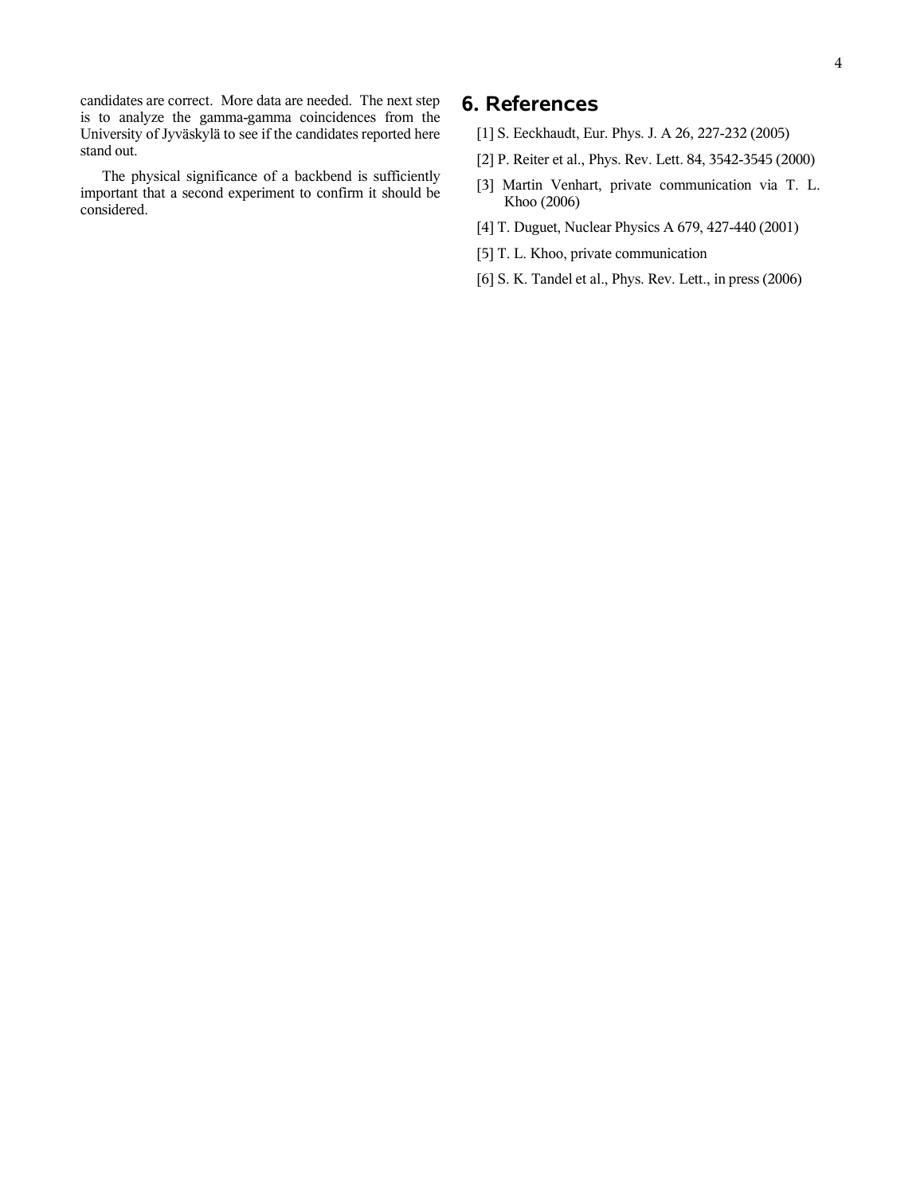candidates are correct. More data are needed. The next step is to analyze the gamma-gamma coincidences from the University of Jyväskylä to see if the candidates reported here stand out.

The physical significance of a backbend is sufficiently important that a second experiment to confirm it should be considered.

## 6. References

[1] S. Eeckhaudt, Eur. Phys. J. A 26, 227-232 (2005)

[2] P. Reiter et al., Phys. Rev. Lett. 84, 3542-3545 (2000)

[3] Martin Venhart, private communication via T. L. Khoo (2006)

[4] T. Duguet, Nuclear Physics A 679, 427-440 (2001)

[5] T. L. Khoo, private communication

[6] S. K. Tandel et al., Phys. Rev. Lett., in press (2006)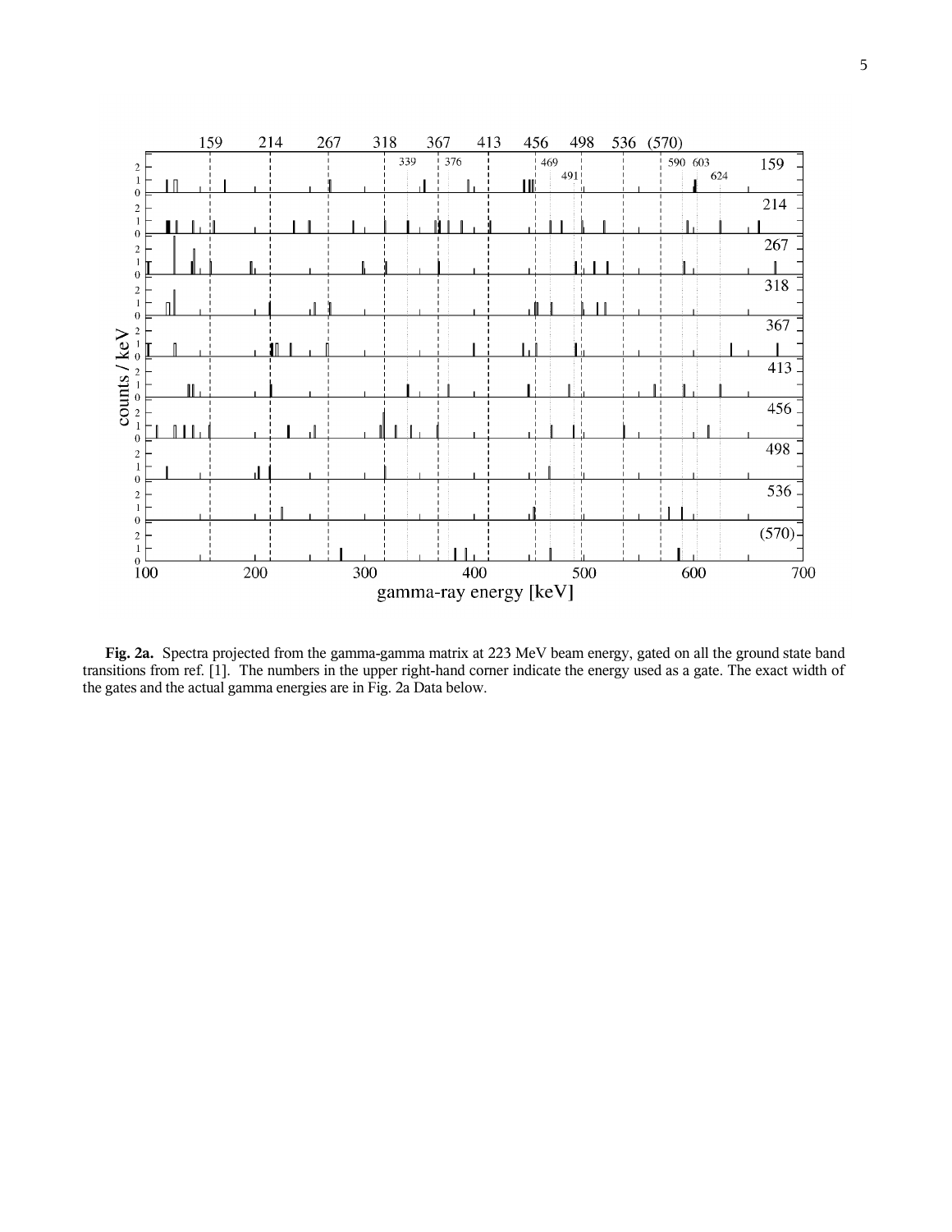**Fig. 2a.** Spectra projected from the gamma-gamma matrix at 223 MeV beam energy, gated on all the ground state band transitions from ref. [1]. The numbers in the upper right-hand corner indicate the energy used as a gate. The exact width of the gates and the actual gamma energies are in Fig. 2a Data below.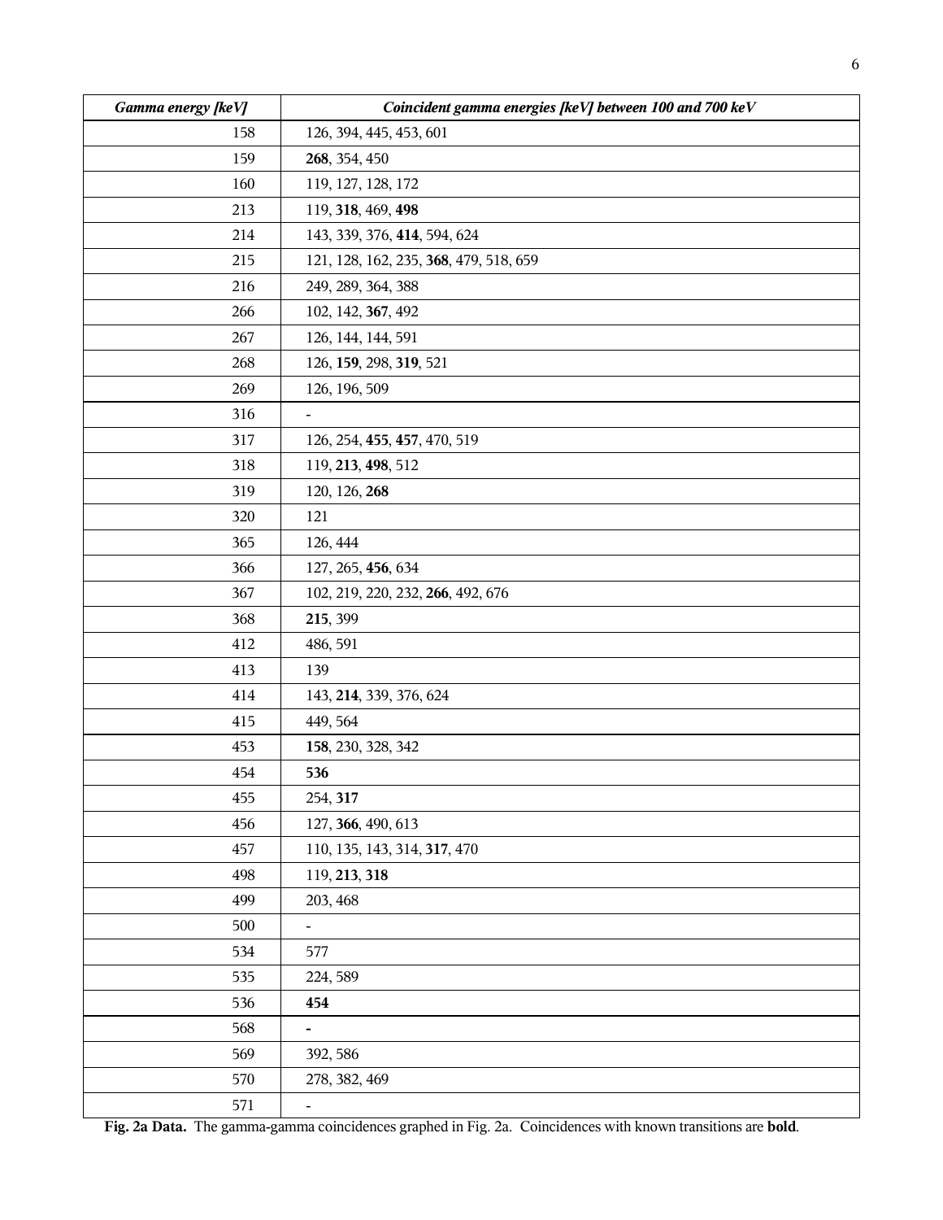| *Gamma energy [keV]* | *Coincident gamma energies [keV] between 100 and 700 keV* |
|---|---|
| 158 | 126, 394, 445, 453, 601 |
| 159 | **268**, 354, 450 |
| 160 | 119, 127, 128, 172 |
| 213 | 119, **318**, 469, **498** |
| 214 | 143, 339, 376, **414**, 594, 624 |
| 215 | 121, 128, 162, 235, **368**, 479, 518, 659 |
| 216 | 249, 289, 364, 388 |
| 266 | 102, 142, **367**, 492 |
| 267 | 126, 144, 144, 591 |
| 268 | 126, **159**, 298, **319**, 521 |
| 269 | 126, 196, 509 |
| 316 | - |
| 317 | 126, 254, **455**, **457**, 470, 519 |
| 318 | 119, **213**, **498**, 512 |
| 319 | 120, 126, **268** |
| 320 | 121 |
| 365 | 126, 444 |
| 366 | 127, 265, **456**, 634 |
| 367 | 102, 219, 220, 232, **266**, 492, 676 |
| 368 | **215**, 399 |
| 412 | 486, 591 |
| 413 | 139 |
| 414 | 143, **214**, 339, 376, 624 |
| 415 | 449, 564 |
| 453 | **158**, 230, 328, 342 |
| 454 | **536** |
| 455 | 254, **317** |
| 456 | 127, **366**, 490, 613 |
| 457 | 110, 135, 143, 314, **317**, 470 |
| 498 | 119, **213**, **318** |
| 499 | 203, 468 |
| 500 | - |
| 534 | 577 |
| 535 | 224, 589 |
| 536 | **454** |
| 568 | - |
| 569 | 392, 586 |
| 570 | 278, 382, 469 |
| 571 | - |

**Fig. 2a Data.** The gamma-gamma coincidences graphed in Fig. 2a. Coincidences with known transitions are **bold**.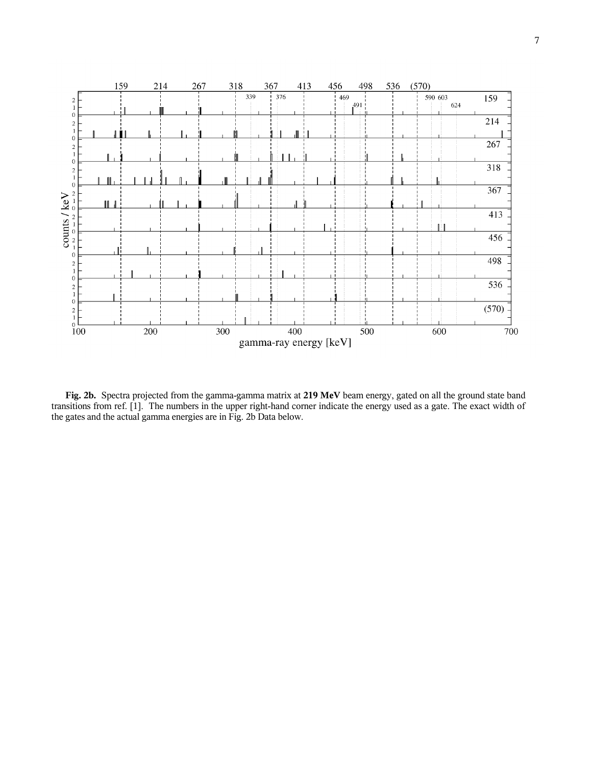**Fig. 2b.** Spectra projected from the gamma-gamma matrix at **219 MeV** beam energy, gated on all the ground state band transitions from ref. [1]. The numbers in the upper right-hand corner indicate the energy used as a gate. The exact width of the gates and the actual gamma energies are in Fig. 2b Data below.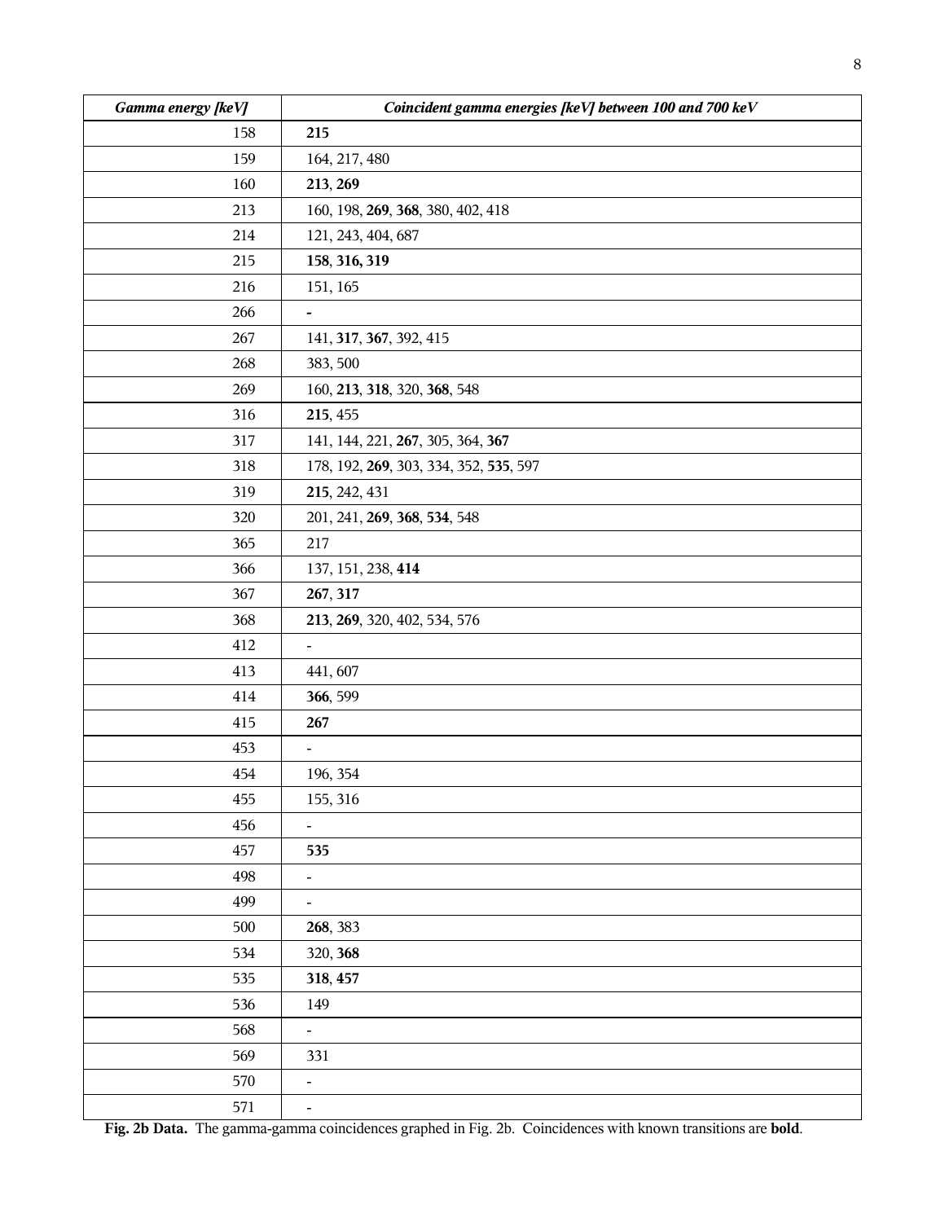| *Gamma energy [keV]* | *Coincident gamma energies [keV] between 100 and 700 keV* |
|---|---|
| 158 | **215** |
| 159 | 164, 217, 480 |
| 160 | **213**, **269** |
| 213 | 160, 198, **269**, **368**, 380, 402, 418 |
| 214 | 121, 243, 404, 687 |
| 215 | **158**, **316, 319** |
| 216 | 151, 165 |
| 266 | **-** |
| 267 | 141, **317**, **367**, 392, 415 |
| 268 | 383, 500 |
| 269 | 160, **213**, **318**, 320, **368**, 548 |
| 316 | **215**, 455 |
| 317 | 141, 144, 221, **267**, 305, 364, **367** |
| 318 | 178, 192, **269**, 303, 334, 352, **535**, 597 |
| 319 | **215**, 242, 431 |
| 320 | 201, 241, **269**, **368**, **534**, 548 |
| 365 | 217 |
| 366 | 137, 151, 238, **414** |
| 367 | **267**, **317** |
| 368 | **213**, **269**, 320, 402, 534, 576 |
| 412 | - |
| 413 | 441, 607 |
| 414 | **366**, 599 |
| 415 | **267** |
| 453 | - |
| 454 | 196, 354 |
| 455 | 155, 316 |
| 456 | - |
| 457 | **535** |
| 498 | - |
| 499 | - |
| 500 | **268**, 383 |
| 534 | 320, **368** |
| 535 | **318**, **457** |
| 536 | 149 |
| 568 | - |
| 569 | 331 |
| 570 | - |
| 571 | - |

**Fig. 2b Data.** The gamma-gamma coincidences graphed in Fig. 2b. Coincidences with known transitions are **bold**.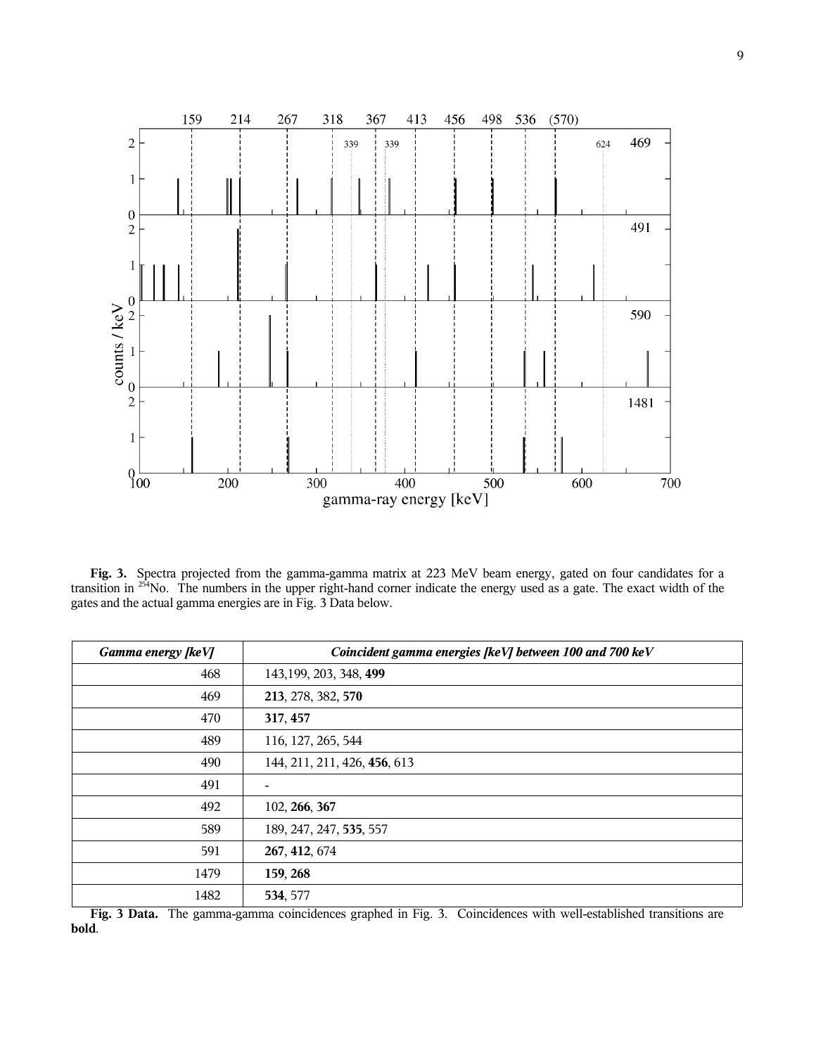**Fig. 3.** Spectra projected from the gamma-gamma matrix at 223 MeV beam energy, gated on four candidates for a transition in $^{254}$No. The numbers in the upper right-hand corner indicate the energy used as a gate. The exact width of the gates and the actual gamma energies are in Fig. 3 Data below.

| *Gamma energy [keV]* | *Coincident gamma energies [keV] between 100 and 700 keV* |
|---|---|
| 468 | 143,199, 203, 348, **499** |
| 469 | **213**, 278, 382, **570** |
| 470 | **317**, **457** |
| 489 | 116, 127, 265, 544 |
| 490 | 144, 211, 211, 426, **456**, 613 |
| 491 | - |
| 492 | 102, **266**, **367** |
| 589 | 189, 247, 247, **535**, 557 |
| 591 | **267**, **412**, 674 |
| 1479 | **159**, **268** |
| 1482 | **534**, 577 |

**Fig. 3 Data.** The gamma-gamma coincidences graphed in Fig. 3. Coincidences with well-established transitions are **bold**.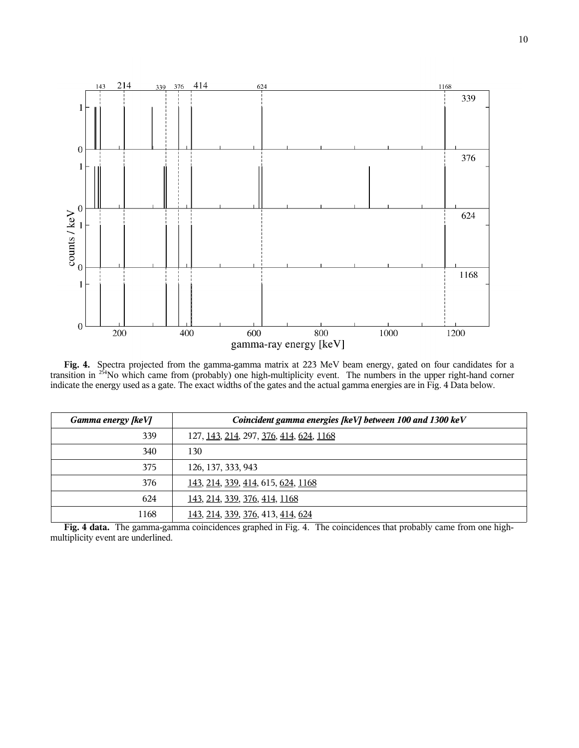**Fig. 4.** Spectra projected from the gamma-gamma matrix at 223 MeV beam energy, gated on four candidates for a transition in $^{254}$No which came from (probably) one high-multiplicity event. The numbers in the upper right-hand corner indicate the energy used as a gate. The exact widths of the gates and the actual gamma energies are in Fig. 4 Data below.

| *Gamma energy [keV]* | *Coincident gamma energies [keV] between 100 and 1300 keV* |
| ---: | --- |
| 339 | 127, <u>143</u>, <u>214</u>, 297, <u>376</u>, <u>414</u>, <u>624</u>, <u>1168</u> |
| 340 | 130 |
| 375 | 126, 137, 333, 943 |
| 376 | <u>143</u>, <u>214</u>, <u>339</u>, <u>414</u>, 615, <u>624</u>, <u>1168</u> |
| 624 | <u>143</u>, <u>214</u>, <u>339</u>, <u>376</u>, <u>414</u>, <u>1168</u> |
| 1168 | <u>143</u>, <u>214</u>, <u>339</u>, <u>376</u>, 413, <u>414</u>, <u>624</u> |

**Fig. 4 data.** The gamma-gamma coincidences graphed in Fig. 4. The coincidences that probably came from one high-multiplicity event are underlined.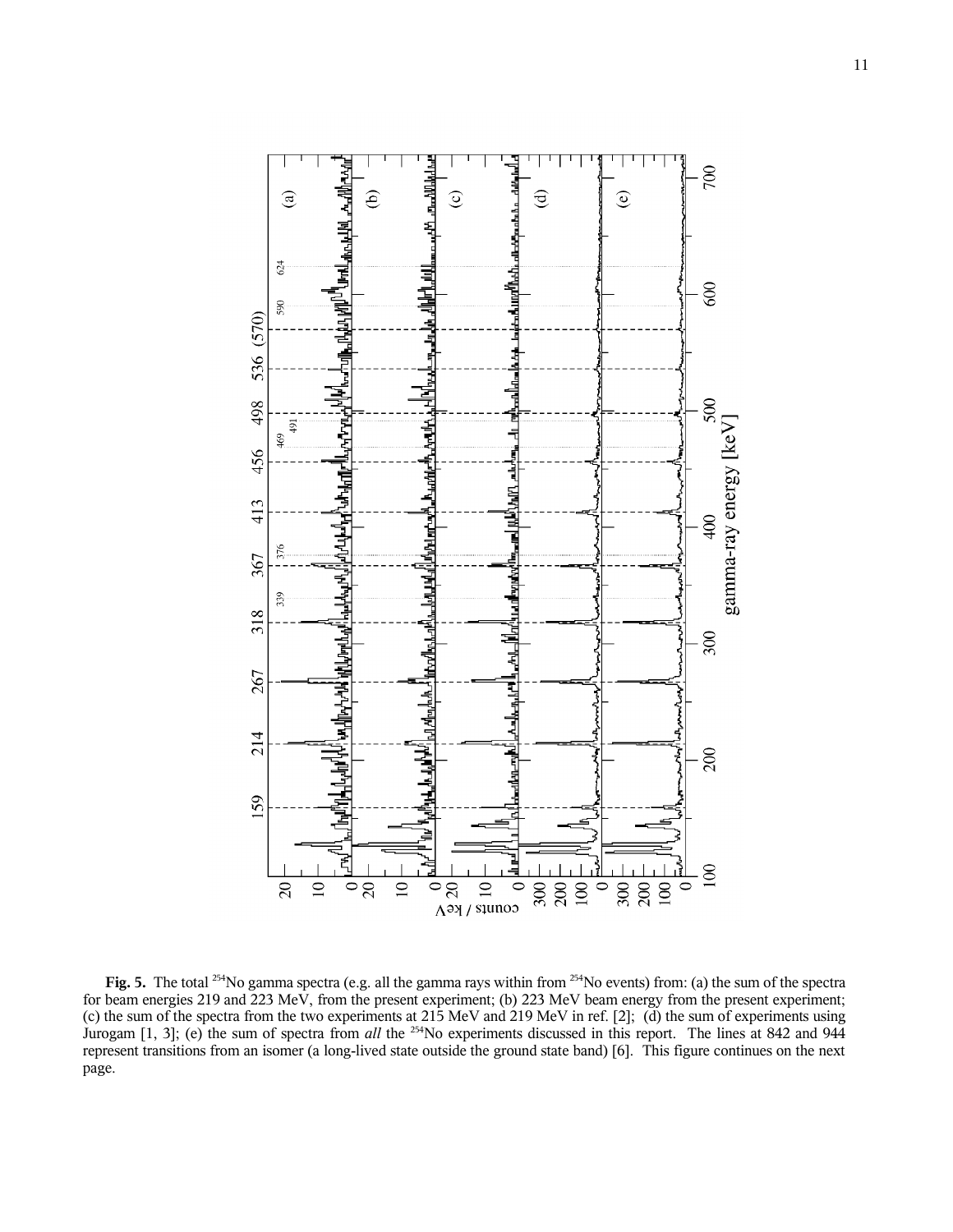**Fig. 5.** The total $^{254}$No gamma spectra (e.g. all the gamma rays within from $^{254}$No events) from: (a) the sum of the spectra for beam energies 219 and 223 MeV, from the present experiment; (b) 223 MeV beam energy from the present experiment; (c) the sum of the spectra from the two experiments at 215 MeV and 219 MeV in ref. [2]; (d) the sum of experiments using Jurogam [1, 3]; (e) the sum of spectra from *all* the $^{254}$No experiments discussed in this report. The lines at 842 and 944 represent transitions from an isomer (a long-lived state outside the ground state band) [6]. This figure continues on the next page.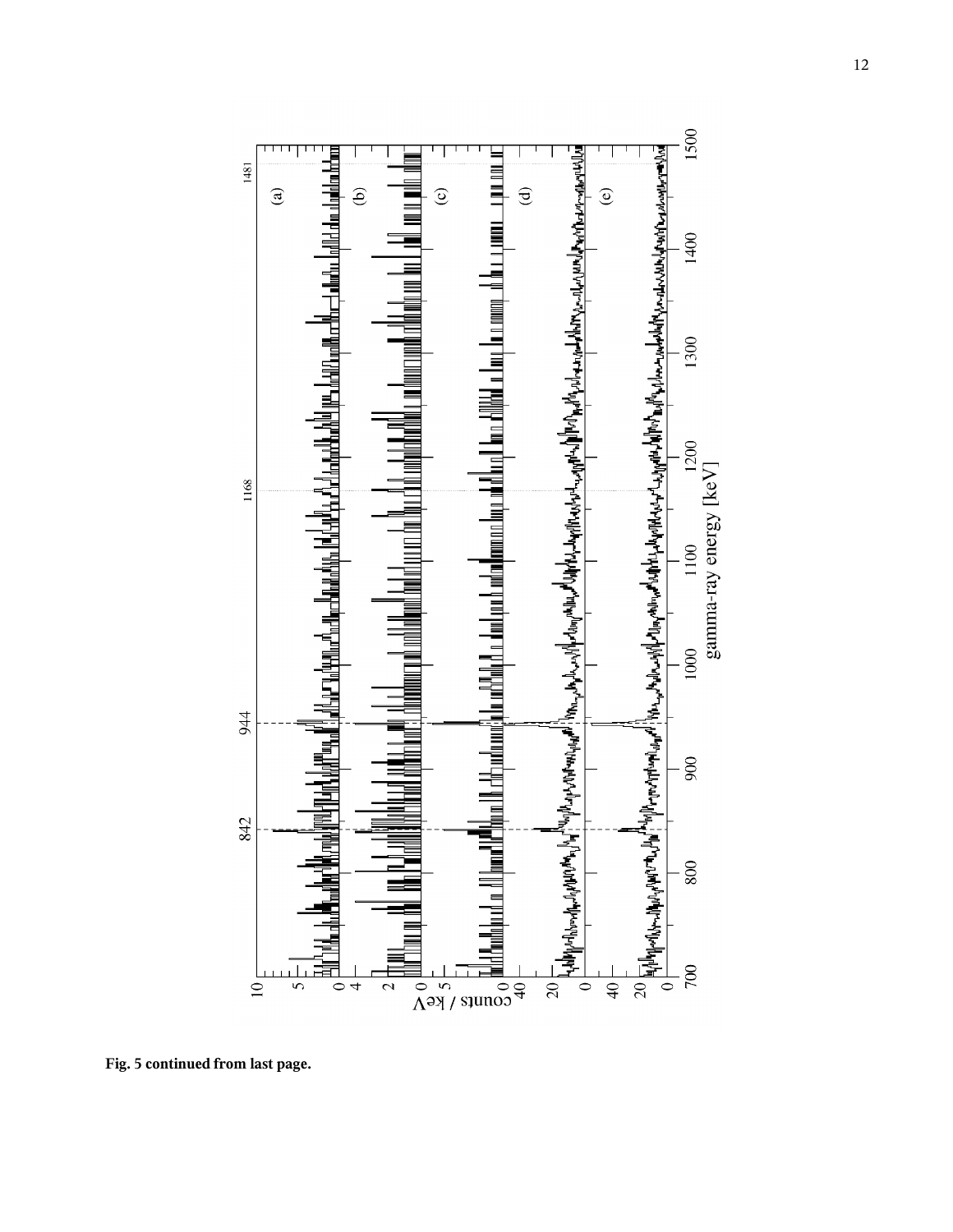**Fig. 5 continued from last page.**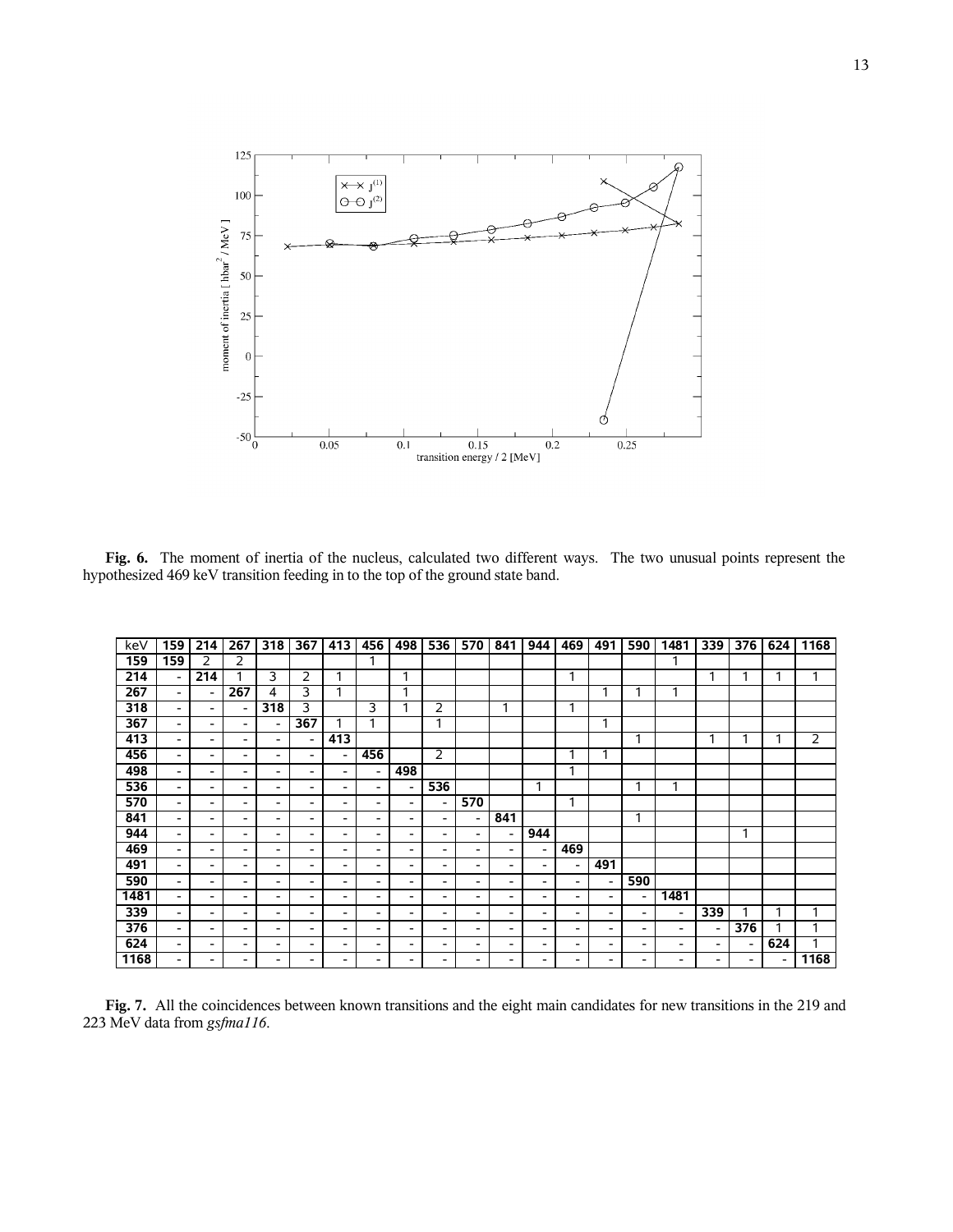**Fig. 6.** The moment of inertia of the nucleus, calculated two different ways. The two unusual points represent the hypothesized 469 keV transition feeding in to the top of the ground state band.

| keV | 159 | 214 | 267 | 318 | 367 | 413 | 456 | 498 | 536 | 570 | 841 | 944 | 469 | 491 | 590 | 1481 | 339 | 376 | 624 | 1168 |
|---|---|---|---|---|---|---|---|---|---|---|---|---|---|---|---|---|---|---|---|---|
| **159** | **159** | 2 | 2 | | | | 1 | | | | | | | | | 1 | | | | |
| **214** | - | **214** | 1 | 3 | 2 | 1 | | 1 | | | | | 1 | | | | 1 | 1 | 1 | 1 |
| **267** | - | - | **267** | 4 | 3 | 1 | | 1 | | | | | | 1 | 1 | 1 | | | | |
| **318** | - | - | - | **318** | 3 | | 3 | 1 | 2 | | 1 | | 1 | | | | | | | |
| **367** | - | - | - | - | **367** | 1 | 1 | | 1 | | | | | 1 | | | | | | |
| **413** | - | - | - | - | - | **413** | | | | | | | | | 1 | | 1 | 1 | 1 | 2 |
| **456** | - | - | - | - | - | - | **456** | | 2 | | | | 1 | 1 | | | | | | |
| **498** | - | - | - | - | - | - | - | **498** | | | | | 1 | | | | | | | |
| **536** | - | - | - | - | - | - | - | - | **536** | | | 1 | | | 1 | 1 | | | | |
| **570** | - | - | - | - | - | - | - | - | - | **570** | | | 1 | | | | | | | |
| **841** | - | - | - | - | - | - | - | - | - | - | **841** | | | | 1 | | | | | |
| **944** | - | - | - | - | - | - | - | - | - | - | - | **944** | | | | | | 1 | | |
| **469** | - | - | - | - | - | - | - | - | - | - | - | - | **469** | | | | | | | |
| **491** | - | - | - | - | - | - | - | - | - | - | - | - | - | **491** | | | | | | |
| **590** | - | - | - | - | - | - | - | - | - | - | - | - | - | - | **590** | | | | | |
| **1481** | - | - | - | - | - | - | - | - | - | - | - | - | - | - | - | **1481** | | | | |
| **339** | - | - | - | - | - | - | - | - | - | - | - | - | - | - | - | - | **339** | 1 | 1 | 1 |
| **376** | - | - | - | - | - | - | - | - | - | - | - | - | - | - | - | - | - | **376** | 1 | 1 |
| **624** | - | - | - | - | - | - | - | - | - | - | - | - | - | - | - | - | - | - | **624** | 1 |
| **1168** | - | - | - | - | - | - | - | - | - | - | - | - | - | - | - | - | - | - | - | **1168** |

**Fig. 7.** All the coincidences between known transitions and the eight main candidates for new transitions in the 219 and 223 MeV data from *gsfma116*.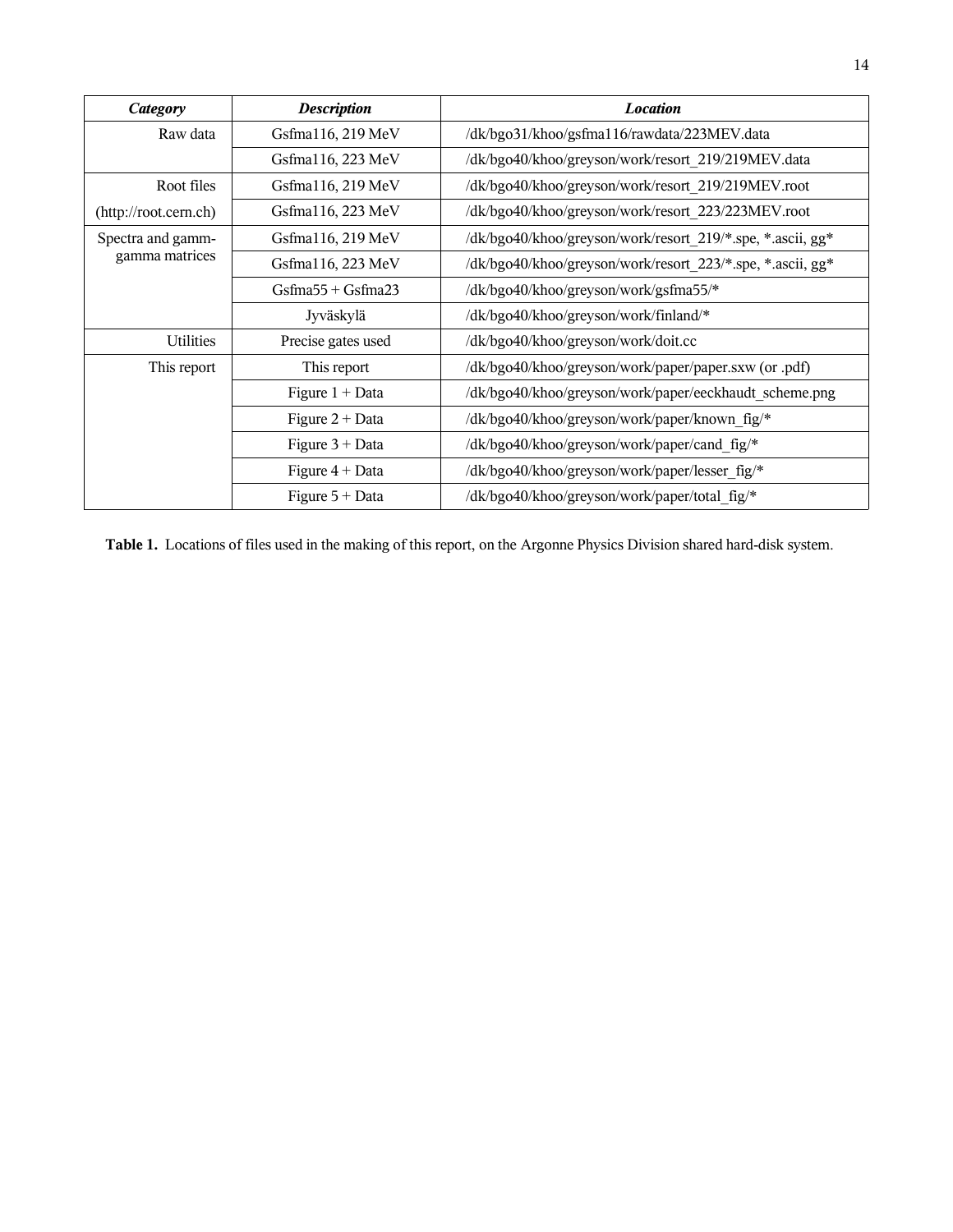| *Category* | *Description* | *Location* |
|---|---|---|
| Raw data | Gsfma116, 219 MeV | /dk/bgo31/khoo/gsfma116/rawdata/223MEV.data |
| | Gsfma116, 223 MeV | /dk/bgo40/khoo/greyson/work/resort_219/219MEV.data |
| Root files (http://root.cern.ch) | Gsfma116, 219 MeV | /dk/bgo40/khoo/greyson/work/resort_219/219MEV.root |
| | Gsfma116, 223 MeV | /dk/bgo40/khoo/greyson/work/resort_223/223MEV.root |
| Spectra and gamm-gamma matrices | Gsfma116, 219 MeV | /dk/bgo40/khoo/greyson/work/resort_219/*.spe, *.ascii, gg* |
| | Gsfma116, 223 MeV | /dk/bgo40/khoo/greyson/work/resort_223/*.spe, *.ascii, gg* |
| | Gsfma55 + Gsfma23 | /dk/bgo40/khoo/greyson/work/gsfma55/* |
| | Jyväskylä | /dk/bgo40/khoo/greyson/work/finland/* |
| Utilities | Precise gates used | /dk/bgo40/khoo/greyson/work/doit.cc |
| This report | This report | /dk/bgo40/khoo/greyson/work/paper/paper.sxw (or .pdf) |
| | Figure 1 + Data | /dk/bgo40/khoo/greyson/work/paper/eeckhaudt_scheme.png |
| | Figure 2 + Data | /dk/bgo40/khoo/greyson/work/paper/known_fig/* |
| | Figure 3 + Data | /dk/bgo40/khoo/greyson/work/paper/cand_fig/* |
| | Figure 4 + Data | /dk/bgo40/khoo/greyson/work/paper/lesser_fig/* |
| | Figure 5 + Data | /dk/bgo40/khoo/greyson/work/paper/total_fig/* |

**Table 1.** Locations of files used in the making of this report, on the Argonne Physics Division shared hard-disk system.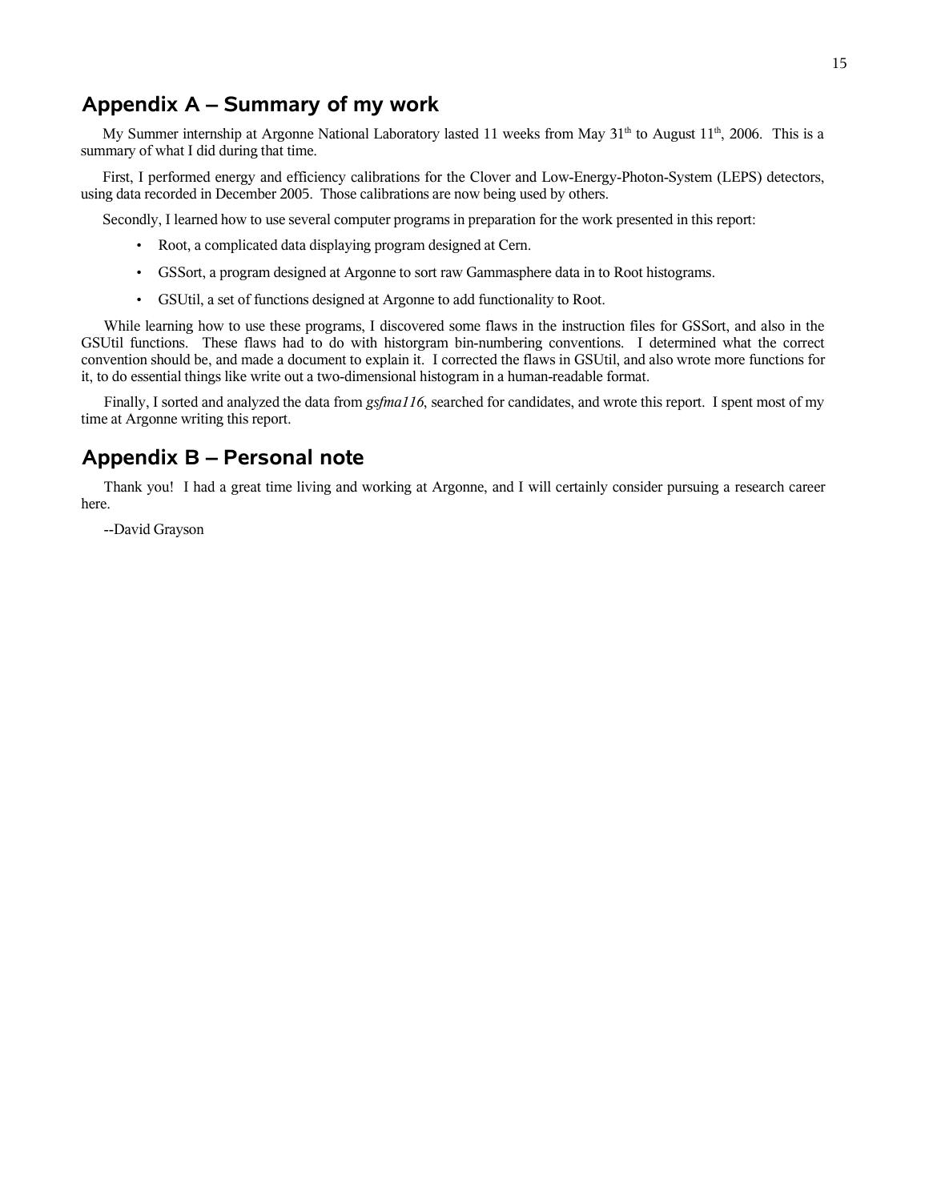## Appendix A – Summary of my work

My Summer internship at Argonne National Laboratory lasted 11 weeks from May 31st to August 11th, 2006. This is a summary of what I did during that time.

First, I performed energy and efficiency calibrations for the Clover and Low-Energy-Photon-System (LEPS) detectors, using data recorded in December 2005. Those calibrations are now being used by others.

Secondly, I learned how to use several computer programs in preparation for the work presented in this report:

- Root, a complicated data displaying program designed at Cern.
- GSSort, a program designed at Argonne to sort raw Gammasphere data in to Root histograms.
- GSUtil, a set of functions designed at Argonne to add functionality to Root.

While learning how to use these programs, I discovered some flaws in the instruction files for GSSort, and also in the GSUtil functions. These flaws had to do with historgram bin-numbering conventions. I determined what the correct convention should be, and made a document to explain it. I corrected the flaws in GSUtil, and also wrote more functions for it, to do essential things like write out a two-dimensional histogram in a human-readable format.

Finally, I sorted and analyzed the data from *gsfma116*, searched for candidates, and wrote this report. I spent most of my time at Argonne writing this report.

## Appendix B – Personal note

Thank you! I had a great time living and working at Argonne, and I will certainly consider pursuing a research career here.

--David Grayson